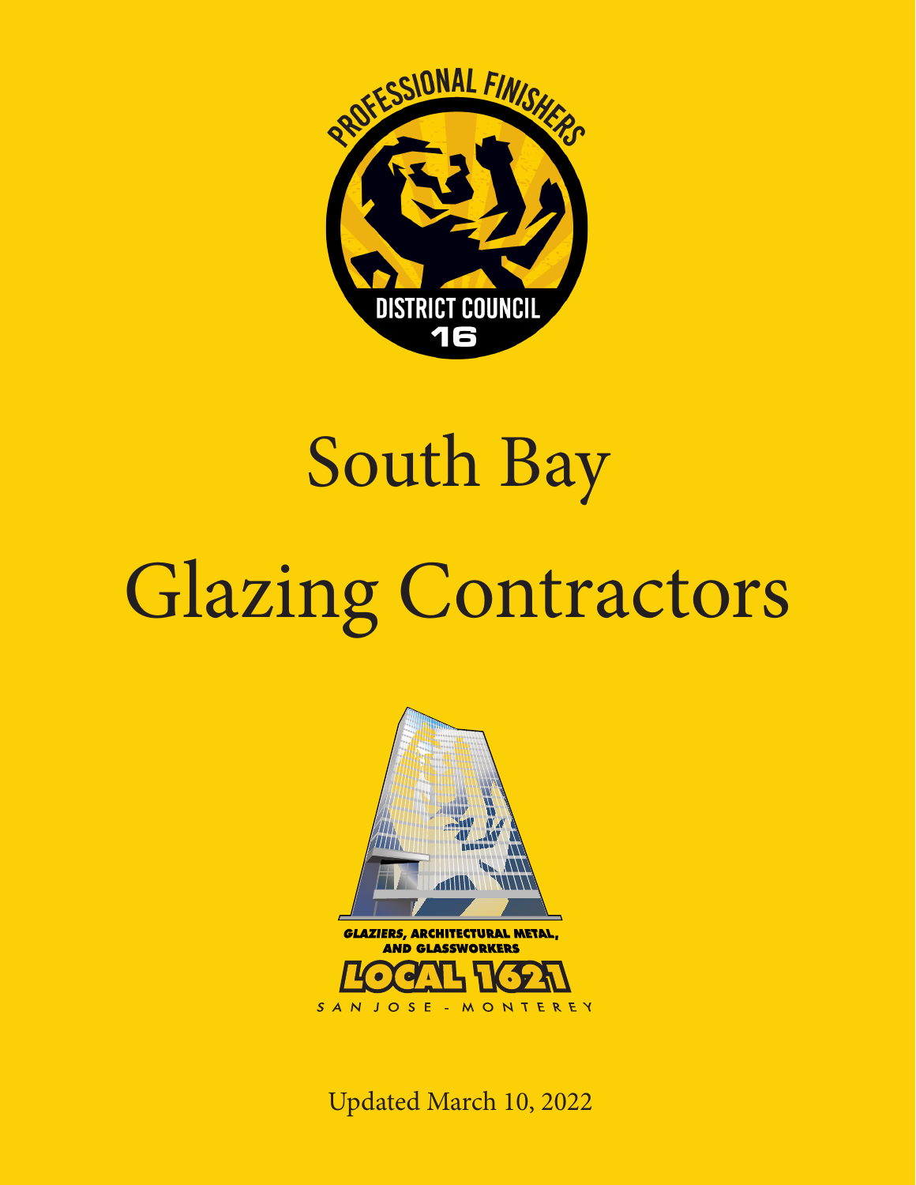PROFESSIONAL FINISHERS

DISTRICT COUNCIL 16

# South Bay

# Glazing Contractors

GLAZIERS, ARCHITECTURAL METAL, AND GLASSWORKERS

LOCAL 1621

SAN JOSE - MONTEREY

Updated March 10, 2022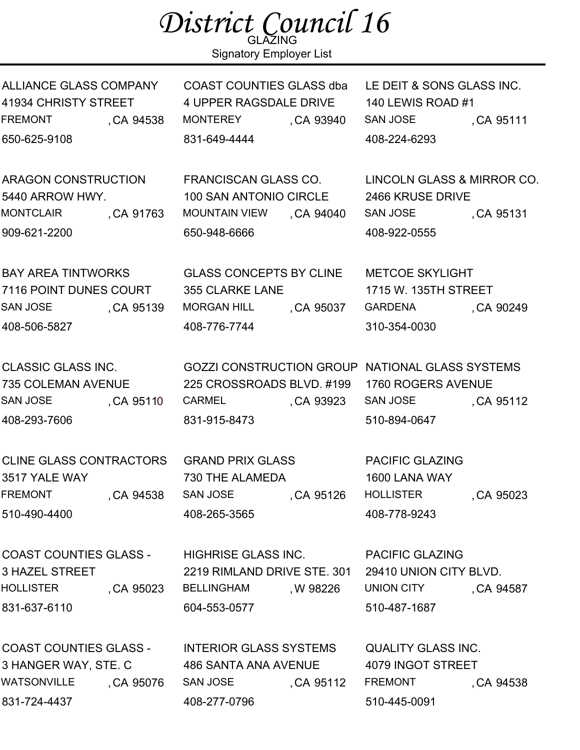# *District Council 16*

GLAZING

Signatory Employer List

ALLIANCE GLASS COMPANY
41934 CHRISTY STREET
FREMONT , CA 94538
650-625-9108

ARAGON CONSTRUCTION
5440 ARROW HWY.
MONTCLAIR , CA 91763
909-621-2200

BAY AREA TINTWORKS
7116 POINT DUNES COURT
SAN JOSE , CA 95139
408-506-5827

CLASSIC GLASS INC.
735 COLEMAN AVENUE
SAN JOSE , CA 95110
408-293-7606

CLINE GLASS CONTRACTORS
3517 YALE WAY
FREMONT , CA 94538
510-490-4400

COAST COUNTIES GLASS -
3 HAZEL STREET
HOLLISTER , CA 95023
831-637-6110

COAST COUNTIES GLASS -
3 HANGER WAY, STE. C
WATSONVILLE , CA 95076
831-724-4437

COAST COUNTIES GLASS dba
4 UPPER RAGSDALE DRIVE
MONTEREY , CA 93940
831-649-4444

FRANCISCAN GLASS CO.
100 SAN ANTONIO CIRCLE
MOUNTAIN VIEW , CA 94040
650-948-6666

GLASS CONCEPTS BY CLINE
355 CLARKE LANE
MORGAN HILL , CA 95037
408-776-7744

GOZZI CONSTRUCTION GROUP
225 CROSSROADS BLVD. #199
CARMEL , CA 93923
831-915-8473

GRAND PRIX GLASS
730 THE ALAMEDA
SAN JOSE , CA 95126
408-265-3565

HIGHRISE GLASS INC.
2219 RIMLAND DRIVE STE. 301
BELLINGHAM , W 98226
604-553-0577

INTERIOR GLASS SYSTEMS
486 SANTA ANA AVENUE
SAN JOSE , CA 95112
408-277-0796

LE DEIT & SONS GLASS INC.
140 LEWIS ROAD #1
SAN JOSE , CA 95111
408-224-6293

LINCOLN GLASS & MIRROR CO.
2466 KRUSE DRIVE
SAN JOSE , CA 95131
408-922-0555

METCOE SKYLIGHT
1715 W. 135TH STREET
GARDENA , CA 90249
310-354-0030

NATIONAL GLASS SYSTEMS
1760 ROGERS AVENUE
SAN JOSE , CA 95112
510-894-0647

PACIFIC GLAZING
1600 LANA WAY
HOLLISTER , CA 95023
408-778-9243

PACIFIC GLAZING
29410 UNION CITY BLVD.
UNION CITY , CA 94587
510-487-1687

QUALITY GLASS INC.
4079 INGOT STREET
FREMONT , CA 94538
510-445-0091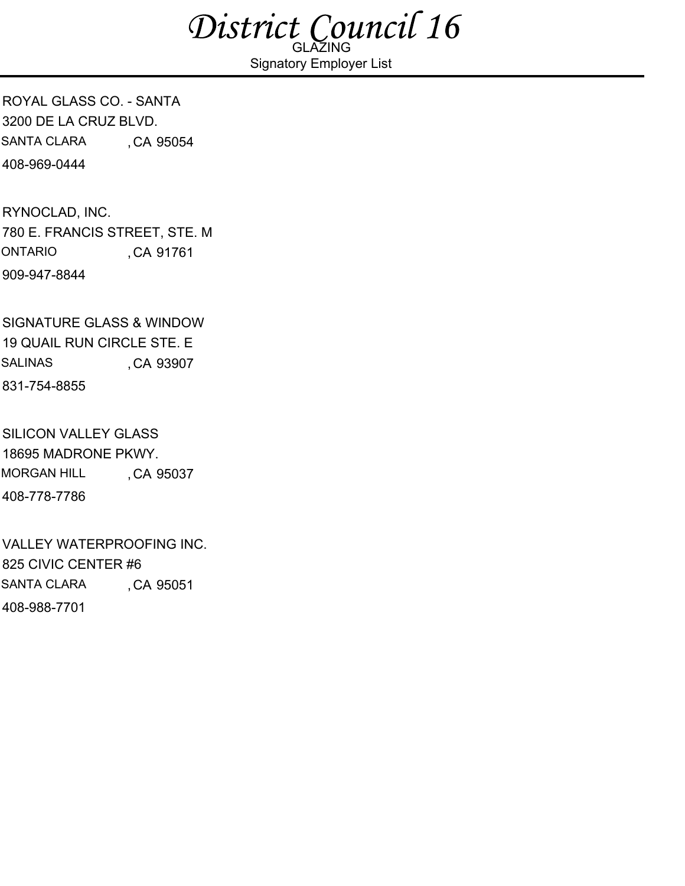ROYAL GLASS CO. - SANTA
3200 DE LA CRUZ BLVD.
SANTA CLARA , CA 95054
408-969-0444

RYNOCLAD, INC.
780 E. FRANCIS STREET, STE. M
ONTARIO , CA 91761
909-947-8844

SIGNATURE GLASS & WINDOW
19 QUAIL RUN CIRCLE STE. E
SALINAS , CA 93907
831-754-8855

SILICON VALLEY GLASS
18695 MADRONE PKWY.
MORGAN HILL , CA 95037
408-778-7786

VALLEY WATERPROOFING INC.
825 CIVIC CENTER #6
SANTA CLARA , CA 95051
408-988-7701